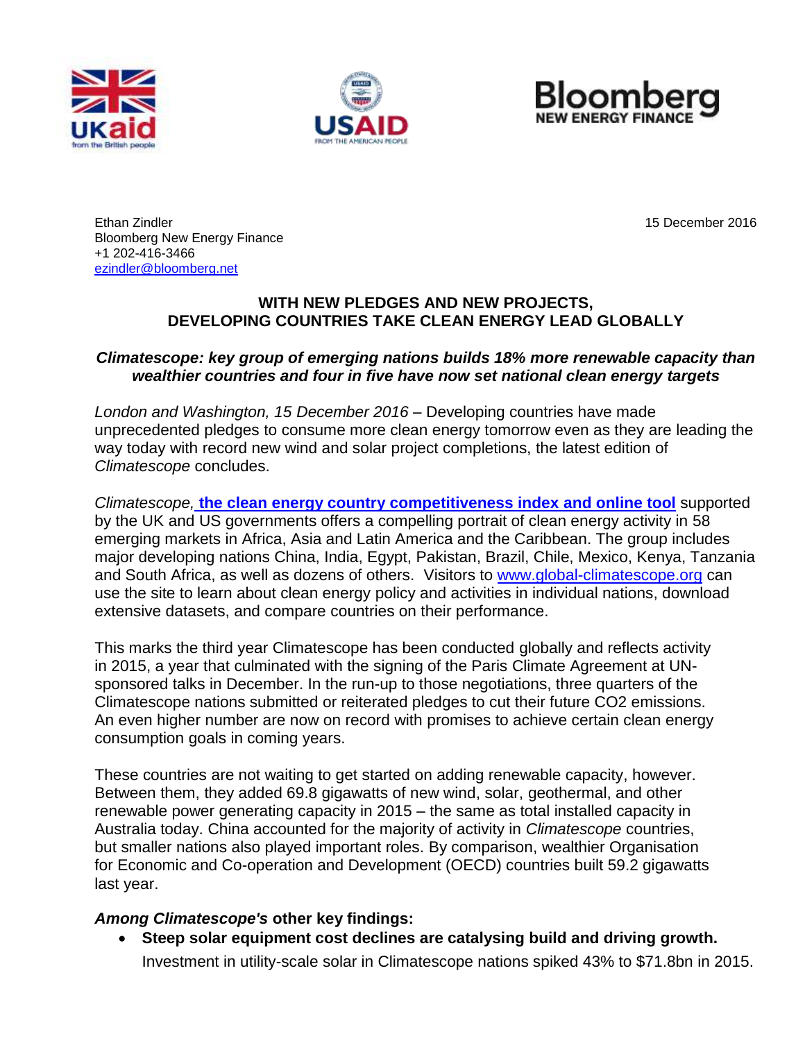Ethan Zindler
Bloomberg New Energy Finance
+1 202-416-3466
ezindler@bloomberg.net

15 December 2016

**WITH NEW PLEDGES AND NEW PROJECTS, DEVELOPING COUNTRIES TAKE CLEAN ENERGY LEAD GLOBALLY**

***Climatescope: key group of emerging nations builds 18% more renewable capacity than wealthier countries and four in five have now set national clean energy targets***

*London and Washington, 15 December 2016* – Developing countries have made unprecedented pledges to consume more clean energy tomorrow even as they are leading the way today with record new wind and solar project completions, the latest edition of *Climatescope* concludes.

*Climatescope,* **the clean energy country competitiveness index and online tool** supported by the UK and US governments offers a compelling portrait of clean energy activity in 58 emerging markets in Africa, Asia and Latin America and the Caribbean. The group includes major developing nations China, India, Egypt, Pakistan, Brazil, Chile, Mexico, Kenya, Tanzania and South Africa, as well as dozens of others. Visitors to www.global-climatescope.org can use the site to learn about clean energy policy and activities in individual nations, download extensive datasets, and compare countries on their performance.

This marks the third year Climatescope has been conducted globally and reflects activity in 2015, a year that culminated with the signing of the Paris Climate Agreement at UN-sponsored talks in December. In the run-up to those negotiations, three quarters of the Climatescope nations submitted or reiterated pledges to cut their future $CO_2$ emissions. An even higher number are now on record with promises to achieve certain clean energy consumption goals in coming years.

These countries are not waiting to get started on adding renewable capacity, however. Between them, they added 69.8 gigawatts of new wind, solar, geothermal, and other renewable power generating capacity in 2015 – the same as total installed capacity in Australia today. China accounted for the majority of activity in *Climatescope* countries, but smaller nations also played important roles. By comparison, wealthier Organisation for Economic and Co-operation and Development (OECD) countries built 59.2 gigawatts last year.

***Among Climatescope's* other key findings:**

- **Steep solar equipment cost declines are catalysing build and driving growth.** Investment in utility-scale solar in Climatescope nations spiked 43% to $71.8bn in 2015.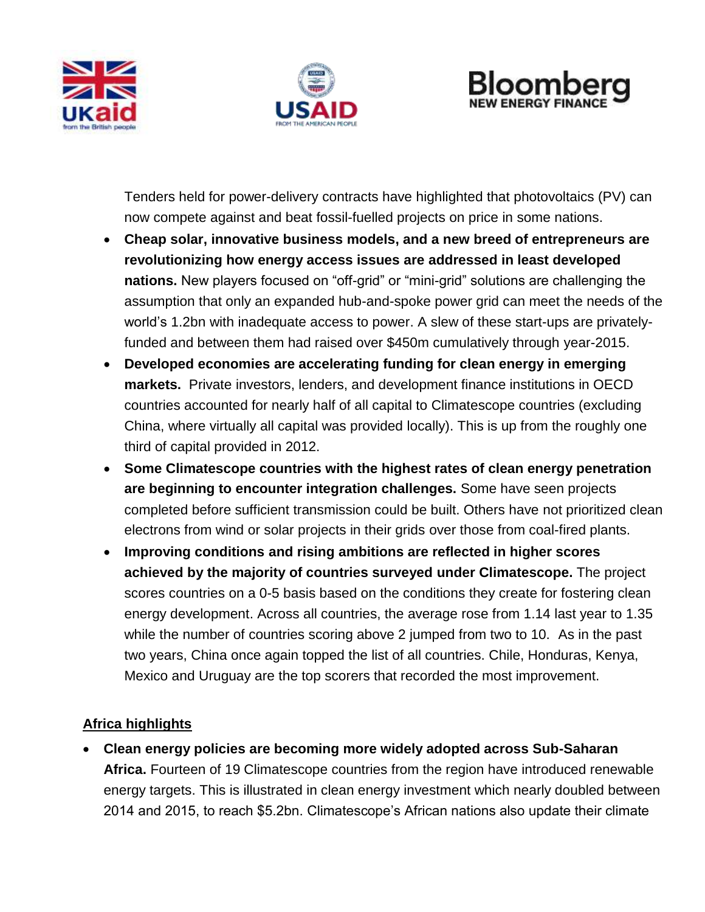Tenders held for power-delivery contracts have highlighted that photovoltaics (PV) can now compete against and beat fossil-fuelled projects on price in some nations.

- **Cheap solar, innovative business models, and a new breed of entrepreneurs are revolutionizing how energy access issues are addressed in least developed nations.** New players focused on "off-grid" or "mini-grid" solutions are challenging the assumption that only an expanded hub-and-spoke power grid can meet the needs of the world's 1.2bn with inadequate access to power. A slew of these start-ups are privately-funded and between them had raised over $450m cumulatively through year-2015.
- **Developed economies are accelerating funding for clean energy in emerging markets.** Private investors, lenders, and development finance institutions in OECD countries accounted for nearly half of all capital to Climatescope countries (excluding China, where virtually all capital was provided locally). This is up from the roughly one third of capital provided in 2012.
- **Some Climatescope countries with the highest rates of clean energy penetration are beginning to encounter integration challenges.** Some have seen projects completed before sufficient transmission could be built. Others have not prioritized clean electrons from wind or solar projects in their grids over those from coal-fired plants.
- **Improving conditions and rising ambitions are reflected in higher scores achieved by the majority of countries surveyed under Climatescope.** The project scores countries on a 0-5 basis based on the conditions they create for fostering clean energy development. Across all countries, the average rose from 1.14 last year to 1.35 while the number of countries scoring above 2 jumped from two to 10. As in the past two years, China once again topped the list of all countries. Chile, Honduras, Kenya, Mexico and Uruguay are the top scorers that recorded the most improvement.

## Africa highlights

- **Clean energy policies are becoming more widely adopted across Sub-Saharan Africa.** Fourteen of 19 Climatescope countries from the region have introduced renewable energy targets. This is illustrated in clean energy investment which nearly doubled between 2014 and 2015, to reach $5.2bn. Climatescope's African nations also update their climate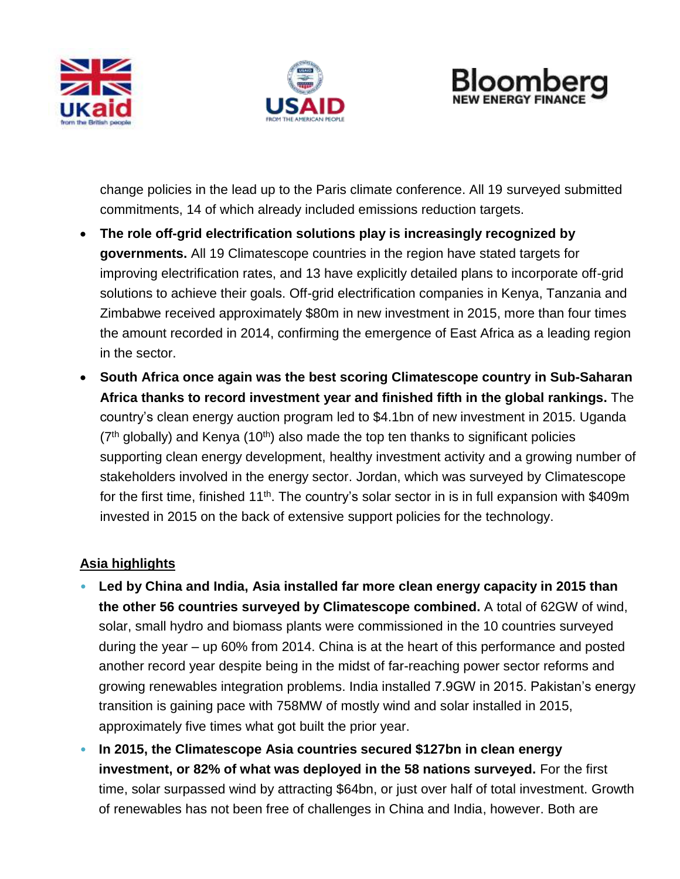change policies in the lead up to the Paris climate conference. All 19 surveyed submitted commitments, 14 of which already included emissions reduction targets.

- **The role off-grid electrification solutions play is increasingly recognized by governments.** All 19 Climatescope countries in the region have stated targets for improving electrification rates, and 13 have explicitly detailed plans to incorporate off-grid solutions to achieve their goals. Off-grid electrification companies in Kenya, Tanzania and Zimbabwe received approximately $80m in new investment in 2015, more than four times the amount recorded in 2014, confirming the emergence of East Africa as a leading region in the sector.
- **South Africa once again was the best scoring Climatescope country in Sub-Saharan Africa thanks to record investment year and finished fifth in the global rankings.** The country's clean energy auction program led to $4.1bn of new investment in 2015. Uganda (7th globally) and Kenya (10th) also made the top ten thanks to significant policies supporting clean energy development, healthy investment activity and a growing number of stakeholders involved in the energy sector. Jordan, which was surveyed by Climatescope for the first time, finished 11th. The country's solar sector in is in full expansion with $409m invested in 2015 on the back of extensive support policies for the technology.

## Asia highlights

- **Led by China and India, Asia installed far more clean energy capacity in 2015 than the other 56 countries surveyed by Climatescope combined.** A total of 62GW of wind, solar, small hydro and biomass plants were commissioned in the 10 countries surveyed during the year – up 60% from 2014. China is at the heart of this performance and posted another record year despite being in the midst of far-reaching power sector reforms and growing renewables integration problems. India installed 7.9GW in 2015. Pakistan's energy transition is gaining pace with 758MW of mostly wind and solar installed in 2015, approximately five times what got built the prior year.
- **In 2015, the Climatescope Asia countries secured $127bn in clean energy investment, or 82% of what was deployed in the 58 nations surveyed.** For the first time, solar surpassed wind by attracting $64bn, or just over half of total investment. Growth of renewables has not been free of challenges in China and India, however. Both are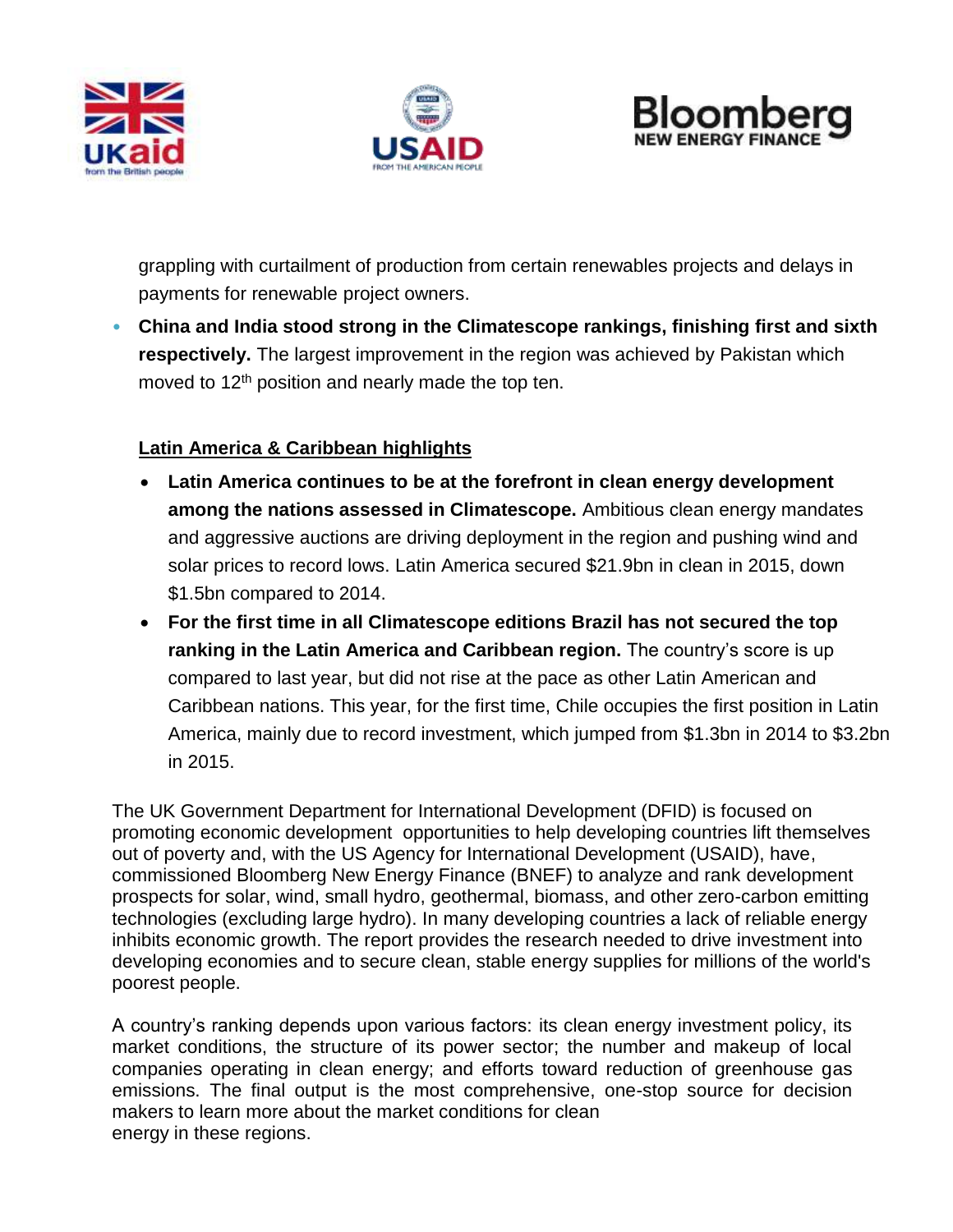grappling with curtailment of production from certain renewables projects and delays in payments for renewable project owners.

- **China and India stood strong in the Climatescope rankings, finishing first and sixth respectively.** The largest improvement in the region was achieved by Pakistan which moved to 12th position and nearly made the top ten.

**Latin America & Caribbean highlights**

- **Latin America continues to be at the forefront in clean energy development among the nations assessed in Climatescope.** Ambitious clean energy mandates and aggressive auctions are driving deployment in the region and pushing wind and solar prices to record lows. Latin America secured $21.9bn in clean in 2015, down $1.5bn compared to 2014.
- **For the first time in all Climatescope editions Brazil has not secured the top ranking in the Latin America and Caribbean region.** The country's score is up compared to last year, but did not rise at the pace as other Latin American and Caribbean nations. This year, for the first time, Chile occupies the first position in Latin America, mainly due to record investment, which jumped from $1.3bn in 2014 to $3.2bn in 2015.

The UK Government Department for International Development (DFID) is focused on promoting economic development opportunities to help developing countries lift themselves out of poverty and, with the US Agency for International Development (USAID), have, commissioned Bloomberg New Energy Finance (BNEF) to analyze and rank development prospects for solar, wind, small hydro, geothermal, biomass, and other zero-carbon emitting technologies (excluding large hydro). In many developing countries a lack of reliable energy inhibits economic growth. The report provides the research needed to drive investment into developing economies and to secure clean, stable energy supplies for millions of the world's poorest people.

A country's ranking depends upon various factors: its clean energy investment policy, its market conditions, the structure of its power sector; the number and makeup of local companies operating in clean energy; and efforts toward reduction of greenhouse gas emissions. The final output is the most comprehensive, one-stop source for decision makers to learn more about the market conditions for clean energy in these regions.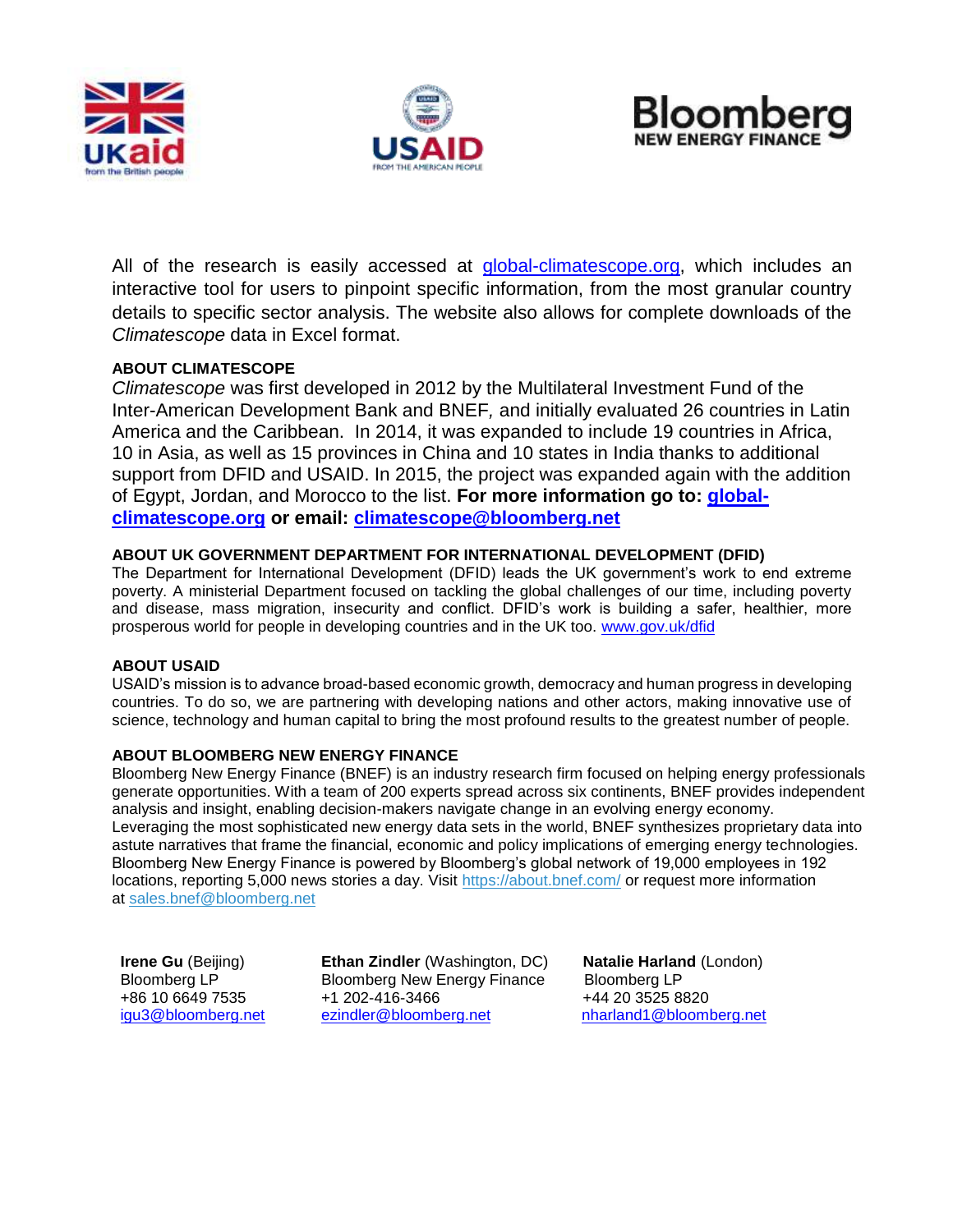All of the research is easily accessed at global-climatescope.org, which includes an interactive tool for users to pinpoint specific information, from the most granular country details to specific sector analysis. The website also allows for complete downloads of the *Climatescope* data in Excel format.

**ABOUT CLIMATESCOPE**

*Climatescope* was first developed in 2012 by the Multilateral Investment Fund of the Inter-American Development Bank and BNEF, and initially evaluated 26 countries in Latin America and the Caribbean. In 2014, it was expanded to include 19 countries in Africa, 10 in Asia, as well as 15 provinces in China and 10 states in India thanks to additional support from DFID and USAID. In 2015, the project was expanded again with the addition of Egypt, Jordan, and Morocco to the list. **For more information go to: global-climatescope.org or email: climatescope@bloomberg.net**

**ABOUT UK GOVERNMENT DEPARTMENT FOR INTERNATIONAL DEVELOPMENT (DFID)**

The Department for International Development (DFID) leads the UK government's work to end extreme poverty. A ministerial Department focused on tackling the global challenges of our time, including poverty and disease, mass migration, insecurity and conflict. DFID's work is building a safer, healthier, more prosperous world for people in developing countries and in the UK too. www.gov.uk/dfid

**ABOUT USAID**

USAID's mission is to advance broad-based economic growth, democracy and human progress in developing countries. To do so, we are partnering with developing nations and other actors, making innovative use of science, technology and human capital to bring the most profound results to the greatest number of people.

**ABOUT BLOOMBERG NEW ENERGY FINANCE**

Bloomberg New Energy Finance (BNEF) is an industry research firm focused on helping energy professionals generate opportunities. With a team of 200 experts spread across six continents, BNEF provides independent analysis and insight, enabling decision-makers navigate change in an evolving energy economy. Leveraging the most sophisticated new energy data sets in the world, BNEF synthesizes proprietary data into astute narratives that frame the financial, economic and policy implications of emerging energy technologies. Bloomberg New Energy Finance is powered by Bloomberg's global network of 19,000 employees in 192 locations, reporting 5,000 news stories a day. Visit https://about.bnef.com/ or request more information at sales.bnef@bloomberg.net

**Irene Gu** (Beijing)
Bloomberg LP
+86 10 6649 7535
igu3@bloomberg.net

**Ethan Zindler** (Washington, DC)
Bloomberg New Energy Finance
+1 202-416-3466
ezindler@bloomberg.net

**Natalie Harland** (London)
Bloomberg LP
+44 20 3525 8820
nharland1@bloomberg.net